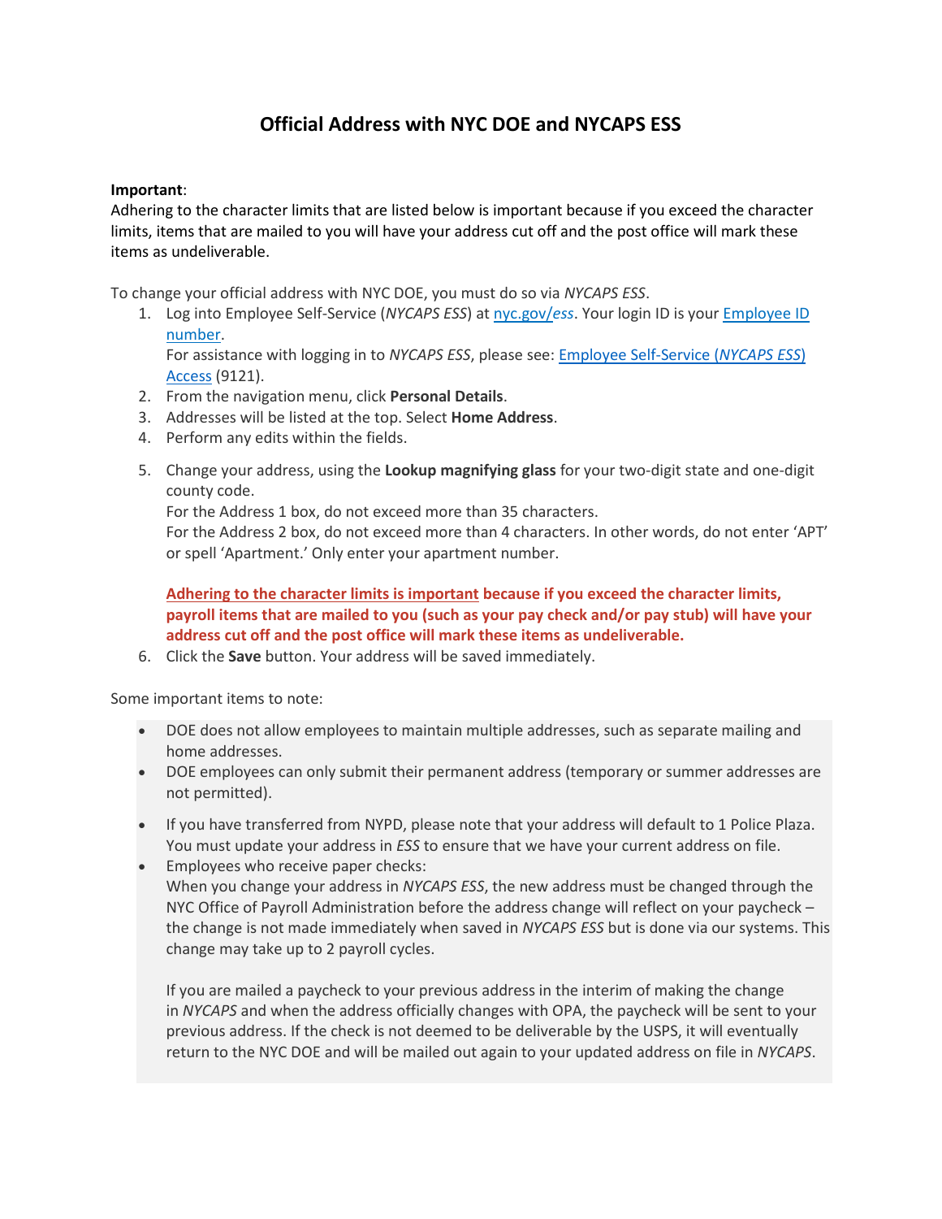# Official Address with NYC DOE and NYCAPS ESS

**Important**:
Adhering to the character limits that are listed below is important because if you exceed the character limits, items that are mailed to you will have your address cut off and the post office will mark these items as undeliverable.

To change your official address with NYC DOE, you must do so via *NYCAPS ESS*.

1. Log into Employee Self-Service (*NYCAPS ESS*) at nyc.gov/*ess*. Your login ID is your Employee ID number.
   For assistance with logging in to *NYCAPS ESS*, please see: Employee Self-Service (*NYCAPS ESS*) Access (9121).
2. From the navigation menu, click **Personal Details**.
3. Addresses will be listed at the top. Select **Home Address**.
4. Perform any edits within the fields.
5. Change your address, using the **Lookup magnifying glass** for your two-digit state and one-digit county code.
   For the Address 1 box, do not exceed more than 35 characters.
   For the Address 2 box, do not exceed more than 4 characters. In other words, do not enter 'APT' or spell 'Apartment.' Only enter your apartment number.

   **Adhering to the character limits is important because if you exceed the character limits, payroll items that are mailed to you (such as your pay check and/or pay stub) will have your address cut off and the post office will mark these items as undeliverable.**
6. Click the **Save** button. Your address will be saved immediately.

Some important items to note:

- DOE does not allow employees to maintain multiple addresses, such as separate mailing and home addresses.
- DOE employees can only submit their permanent address (temporary or summer addresses are not permitted).
- If you have transferred from NYPD, please note that your address will default to 1 Police Plaza. You must update your address in *ESS* to ensure that we have your current address on file.
- Employees who receive paper checks:
  When you change your address in *NYCAPS ESS*, the new address must be changed through the NYC Office of Payroll Administration before the address change will reflect on your paycheck – the change is not made immediately when saved in *NYCAPS ESS* but is done via our systems. This change may take up to 2 payroll cycles.

  If you are mailed a paycheck to your previous address in the interim of making the change in *NYCAPS* and when the address officially changes with OPA, the paycheck will be sent to your previous address. If the check is not deemed to be deliverable by the USPS, it will eventually return to the NYC DOE and will be mailed out again to your updated address on file in *NYCAPS*.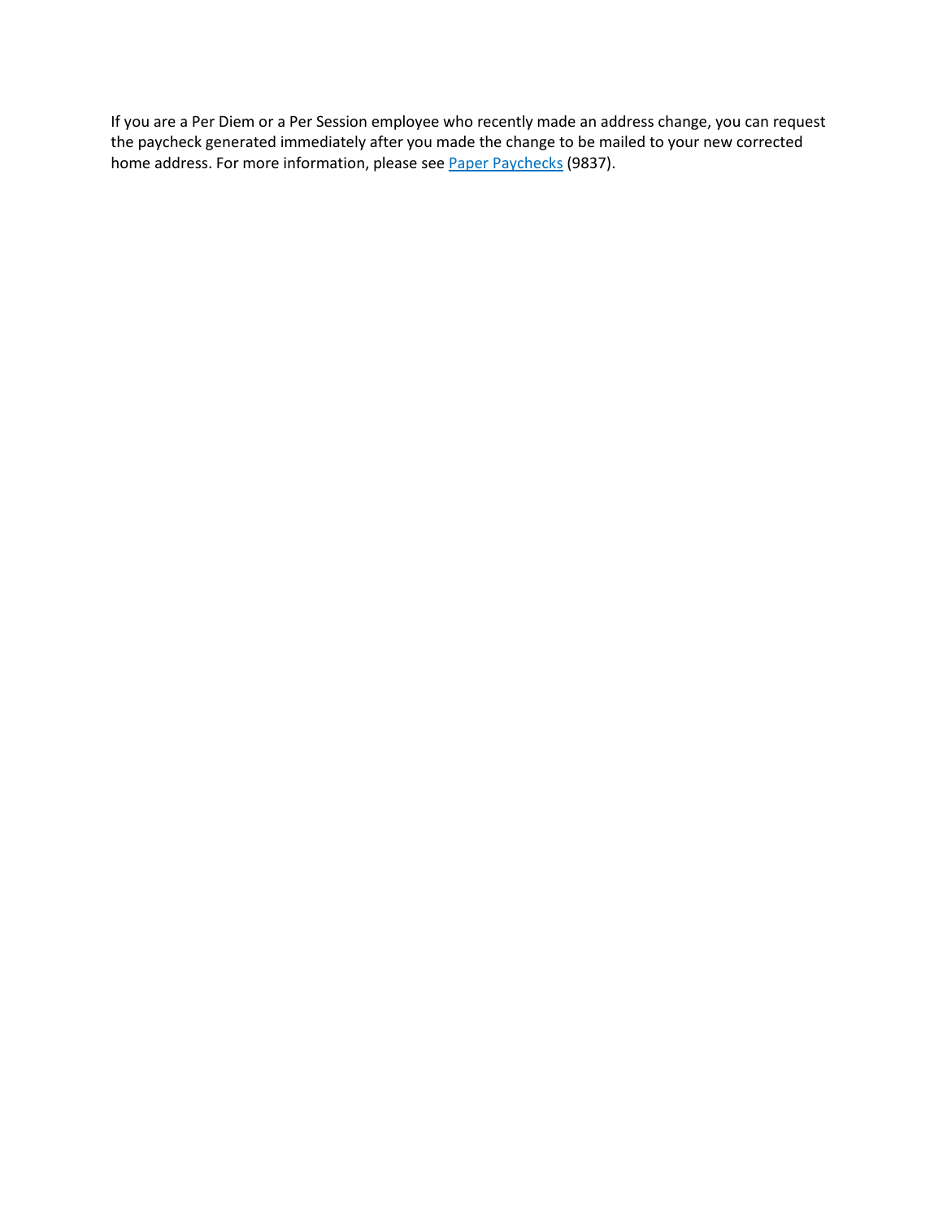If you are a Per Diem or a Per Session employee who recently made an address change, you can request the paycheck generated immediately after you made the change to be mailed to your new corrected home address. For more information, please see Paper Paychecks (9837).